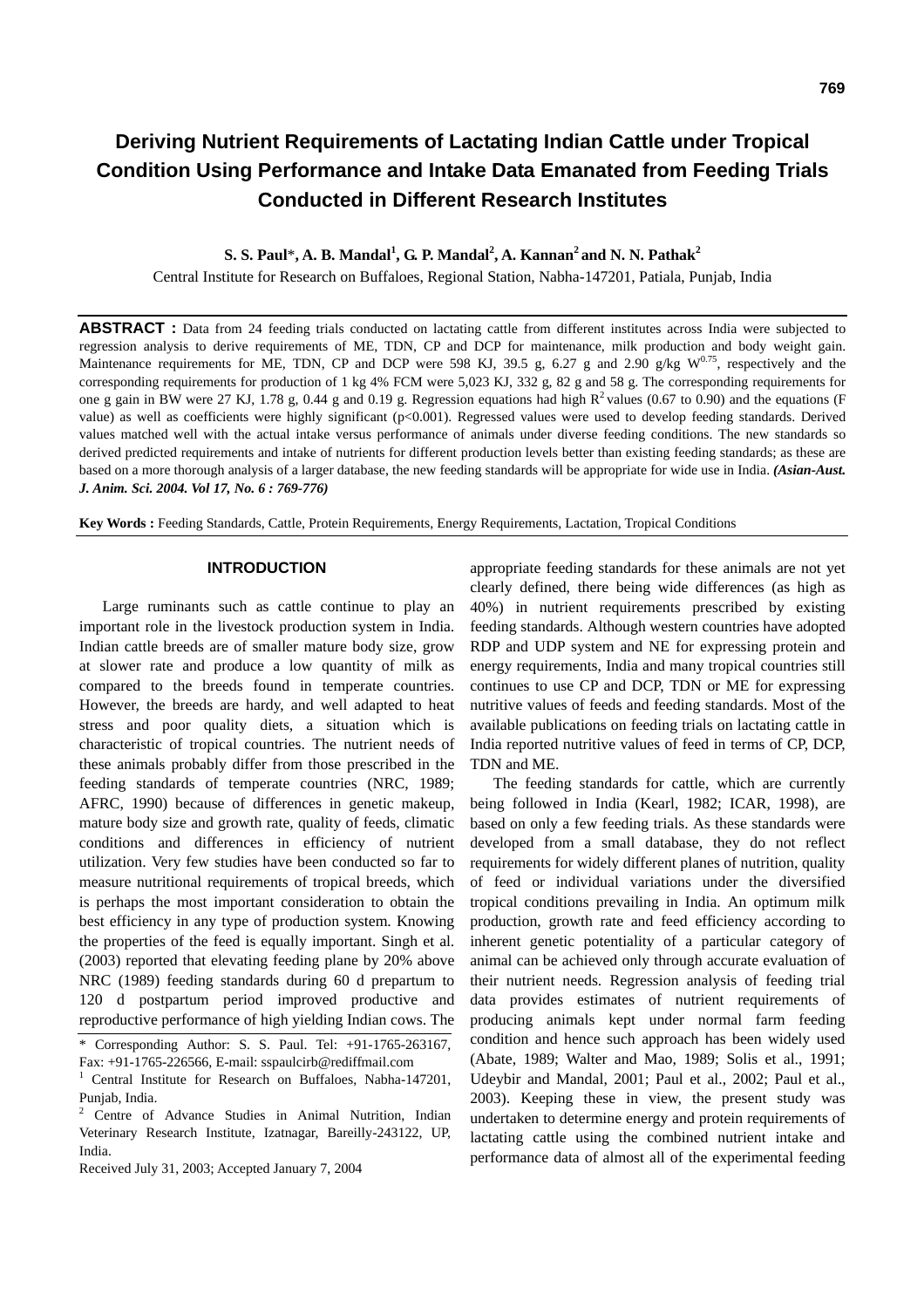# Deriving Nutrient Requirements of Lactating Indian Cattle under Tropical Condition Using Performance and Intake Data Emanated from Feeding Trials Conducted in Different Research Institutes

**S. S. Paul\*, A. B. Mandal[1], G. P. Mandal[2], A. Kannan[2] and N. N. Pathak[2]**

Central Institute for Research on Buffaloes, Regional Station, Nabha-147201, Patiala, Punjab, India

**ABSTRACT :** Data from 24 feeding trials conducted on lactating cattle from different institutes across India were subjected to regression analysis to derive requirements of ME, TDN, CP and DCP for maintenance, milk production and body weight gain. Maintenance requirements for ME, TDN, CP and DCP were 598 KJ, 39.5 g, 6.27 g and 2.90 g/kg $W^{0.75}$, respectively and the corresponding requirements for production of 1 kg 4% FCM were 5,023 KJ, 332 g, 82 g and 58 g. The corresponding requirements for one g gain in BW were 27 KJ, 1.78 g, 0.44 g and 0.19 g. Regression equations had high $R^2$ values (0.67 to 0.90) and the equations (F value) as well as coefficients were highly significant ($p<0.001$). Regressed values were used to develop feeding standards. Derived values matched well with the actual intake versus performance of animals under diverse feeding conditions. The new standards so derived predicted requirements and intake of nutrients for different production levels better than existing feeding standards; as these are based on a more thorough analysis of a larger database, the new feeding standards will be appropriate for wide use in India. ***(Asian-Aust. J. Anim. Sci. 2004. Vol 17, No. 6 : 769-776)***

**Key Words :** Feeding Standards, Cattle, Protein Requirements, Energy Requirements, Lactation, Tropical Conditions

## INTRODUCTION

Large ruminants such as cattle continue to play an important role in the livestock production system in India. Indian cattle breeds are of smaller mature body size, grow at slower rate and produce a low quantity of milk as compared to the breeds found in temperate countries. However, the breeds are hardy, and well adapted to heat stress and poor quality diets, a situation which is characteristic of tropical countries. The nutrient needs of these animals probably differ from those prescribed in the feeding standards of temperate countries (NRC, 1989; AFRC, 1990) because of differences in genetic makeup, mature body size and growth rate, quality of feeds, climatic conditions and differences in efficiency of nutrient utilization. Very few studies have been conducted so far to measure nutritional requirements of tropical breeds, which is perhaps the most important consideration to obtain the best efficiency in any type of production system. Knowing the properties of the feed is equally important. Singh et al. (2003) reported that elevating feeding plane by 20% above NRC (1989) feeding standards during 60 d prepartum to 120 d postpartum period improved productive and reproductive performance of high yielding Indian cows. The appropriate feeding standards for these animals are not yet clearly defined, there being wide differences (as high as 40%) in nutrient requirements prescribed by existing feeding standards. Although western countries have adopted RDP and UDP system and NE for expressing protein and energy requirements, India and many tropical countries still continues to use CP and DCP, TDN or ME for expressing nutritive values of feeds and feeding standards. Most of the available publications on feeding trials on lactating cattle in India reported nutritive values of feed in terms of CP, DCP, TDN and ME.

The feeding standards for cattle, which are currently being followed in India (Kearl, 1982; ICAR, 1998), are based on only a few feeding trials. As these standards were developed from a small database, they do not reflect requirements for widely different planes of nutrition, quality of feed or individual variations under the diversified tropical conditions prevailing in India. An optimum milk production, growth rate and feed efficiency according to inherent genetic potentiality of a particular category of animal can be achieved only through accurate evaluation of their nutrient needs. Regression analysis of feeding trial data provides estimates of nutrient requirements of producing animals kept under normal farm feeding condition and hence such approach has been widely used (Abate, 1989; Walter and Mao, 1989; Solis et al., 1991; Udeybir and Mandal, 2001; Paul et al., 2002; Paul et al., 2003). Keeping these in view, the present study was undertaken to determine energy and protein requirements of lactating cattle using the combined nutrient intake and performance data of almost all of the experimental feeding

\* Corresponding Author: S. S. Paul. Tel: +91-1765-263167, Fax: +91-1765-226566, E-mail: sspaulcirb@rediffmail.com

[1] Central Institute for Research on Buffaloes, Nabha-147201, Punjab, India.

[2] Centre of Advance Studies in Animal Nutrition, Indian Veterinary Research Institute, Izatnagar, Bareilly-243122, UP, India.

Received July 31, 2003; Accepted January 7, 2004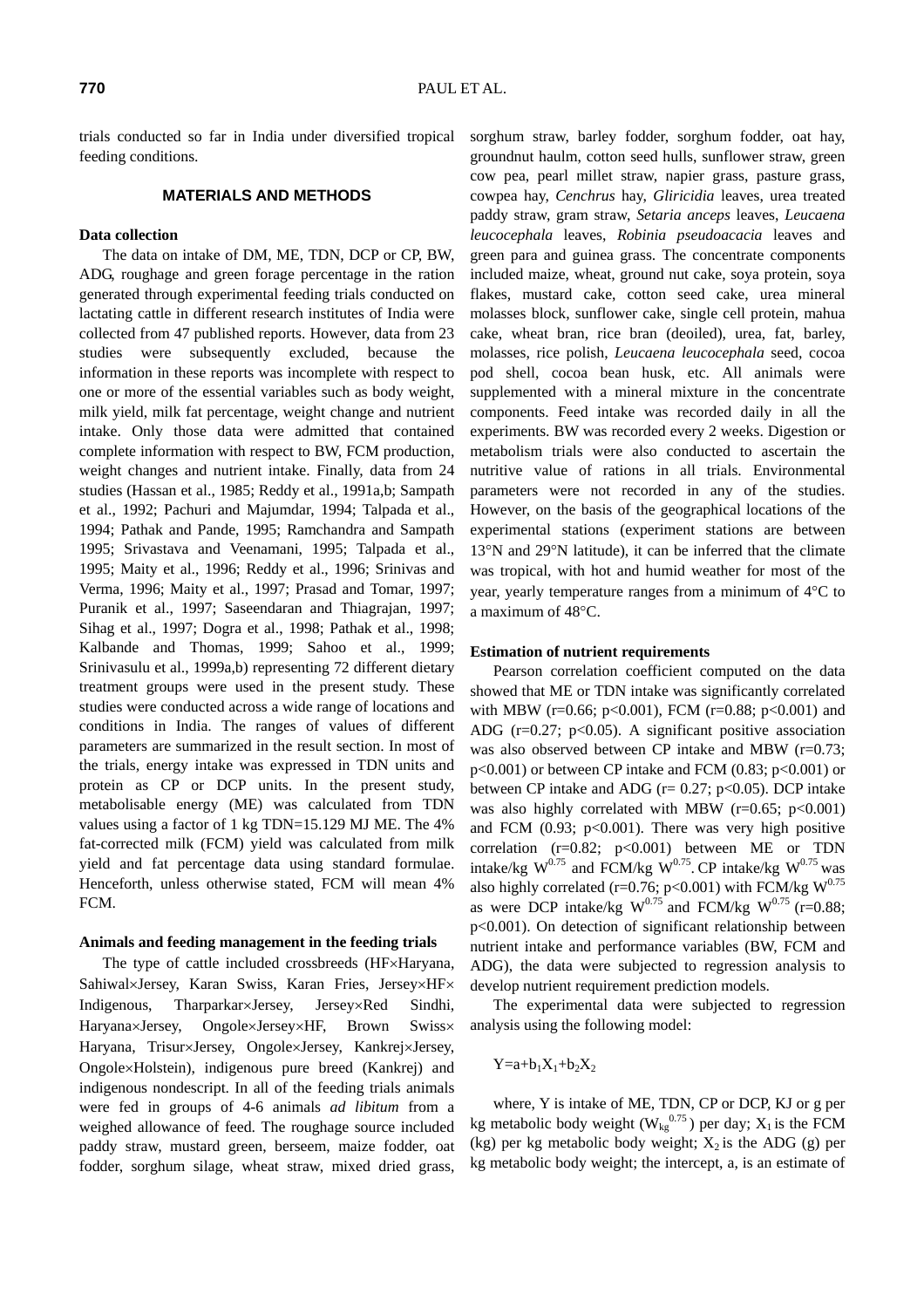trials conducted so far in India under diversified tropical feeding conditions.

## MATERIALS AND METHODS

### Data collection

The data on intake of DM, ME, TDN, DCP or CP, BW, ADG, roughage and green forage percentage in the ration generated through experimental feeding trials conducted on lactating cattle in different research institutes of India were collected from 47 published reports. However, data from 23 studies were subsequently excluded, because the information in these reports was incomplete with respect to one or more of the essential variables such as body weight, milk yield, milk fat percentage, weight change and nutrient intake. Only those data were admitted that contained complete information with respect to BW, FCM production, weight changes and nutrient intake. Finally, data from 24 studies (Hassan et al., 1985; Reddy et al., 1991a,b; Sampath et al., 1992; Pachuri and Majumdar, 1994; Talpada et al., 1994; Pathak and Pande, 1995; Ramchandra and Sampath 1995; Srivastava and Veenamani, 1995; Talpada et al., 1995; Maity et al., 1996; Reddy et al., 1996; Srinivas and Verma, 1996; Maity et al., 1997; Prasad and Tomar, 1997; Puranik et al., 1997; Saseendaran and Thiagrajan, 1997; Sihag et al., 1997; Dogra et al., 1998; Pathak et al., 1998; Kalbande and Thomas, 1999; Sahoo et al., 1999; Srinivasulu et al., 1999a,b) representing 72 different dietary treatment groups were used in the present study. These studies were conducted across a wide range of locations and conditions in India. The ranges of values of different parameters are summarized in the result section. In most of the trials, energy intake was expressed in TDN units and protein as CP or DCP units. In the present study, metabolisable energy (ME) was calculated from TDN values using a factor of 1 kg TDN=15.129 MJ ME. The 4% fat-corrected milk (FCM) yield was calculated from milk yield and fat percentage data using standard formulae. Henceforth, unless otherwise stated, FCM will mean 4% FCM.

### Animals and feeding management in the feeding trials

The type of cattle included crossbreeds (HF×Haryana, Sahiwal×Jersey, Karan Swiss, Karan Fries, Jersey×HF×Indigenous, Tharparkar×Jersey, Jersey×Red Sindhi, Haryana×Jersey, Ongole×Jersey×HF, Brown Swiss×Haryana, Trisur×Jersey, Ongole×Jersey, Kankrej×Jersey, Ongole×Holstein), indigenous pure breed (Kankrej) and indigenous nondescript. In all of the feeding trials animals were fed in groups of 4-6 animals *ad libitum* from a weighed allowance of feed. The roughage source included paddy straw, mustard green, berseem, maize fodder, oat fodder, sorghum silage, wheat straw, mixed dried grass, sorghum straw, barley fodder, sorghum fodder, oat hay, groundnut haulm, cotton seed hulls, sunflower straw, green cow pea, pearl millet straw, napier grass, pasture grass, cowpea hay, *Cenchrus* hay, *Gliricidia* leaves, urea treated paddy straw, gram straw, *Setaria anceps* leaves, *Leucaena leucocephala* leaves, *Robinia pseudoacacia* leaves and green para and guinea grass. The concentrate components included maize, wheat, ground nut cake, soya protein, soya flakes, mustard cake, cotton seed cake, urea mineral molasses block, sunflower cake, single cell protein, mahua cake, wheat bran, rice bran (deoiled), urea, fat, barley, molasses, rice polish, *Leucaena leucocephala* seed, cocoa pod shell, cocoa bean husk, etc. All animals were supplemented with a mineral mixture in the concentrate components. Feed intake was recorded daily in all the experiments. BW was recorded every 2 weeks. Digestion or metabolism trials were also conducted to ascertain the nutritive value of rations in all trials. Environmental parameters were not recorded in any of the studies. However, on the basis of the geographical locations of the experimental stations (experiment stations are between 13°N and 29°N latitude), it can be inferred that the climate was tropical, with hot and humid weather for most of the year, yearly temperature ranges from a minimum of 4°C to a maximum of 48°C.

### Estimation of nutrient requirements

Pearson correlation coefficient computed on the data showed that ME or TDN intake was significantly correlated with MBW ($r=0.66$; $p<0.001$), FCM ($r=0.88$; $p<0.001$) and ADG ($r=0.27$; $p<0.05$). A significant positive association was also observed between CP intake and MBW ($r=0.73$; $p<0.001$) or between CP intake and FCM (0.83; $p<0.001$) or between CP intake and ADG ($r= 0.27$; $p<0.05$). DCP intake was also highly correlated with MBW ($r=0.65$; $p<0.001$) and FCM (0.93; $p<0.001$). There was very high positive correlation ($r=0.82$; $p<0.001$) between ME or TDN intake/kg $W^{0.75}$ and FCM/kg $W^{0.75}$. CP intake/kg $W^{0.75}$ was also highly correlated ($r=0.76$; $p<0.001$) with FCM/kg $W^{0.75}$ as were DCP intake/kg $W^{0.75}$ and FCM/kg $W^{0.75}$ ($r=0.88$; $p<0.001$). On detection of significant relationship between nutrient intake and performance variables (BW, FCM and ADG), the data were subjected to regression analysis to develop nutrient requirement prediction models.

The experimental data were subjected to regression analysis using the following model:

$$Y=a+b_1X_1+b_2X_2$$

where, Y is intake of ME, TDN, CP or DCP, KJ or g per kg metabolic body weight ($W_{kg}^{0.75}$) per day; $X_1$ is the FCM (kg) per kg metabolic body weight; $X_2$ is the ADG (g) per kg metabolic body weight; the intercept, a, is an estimate of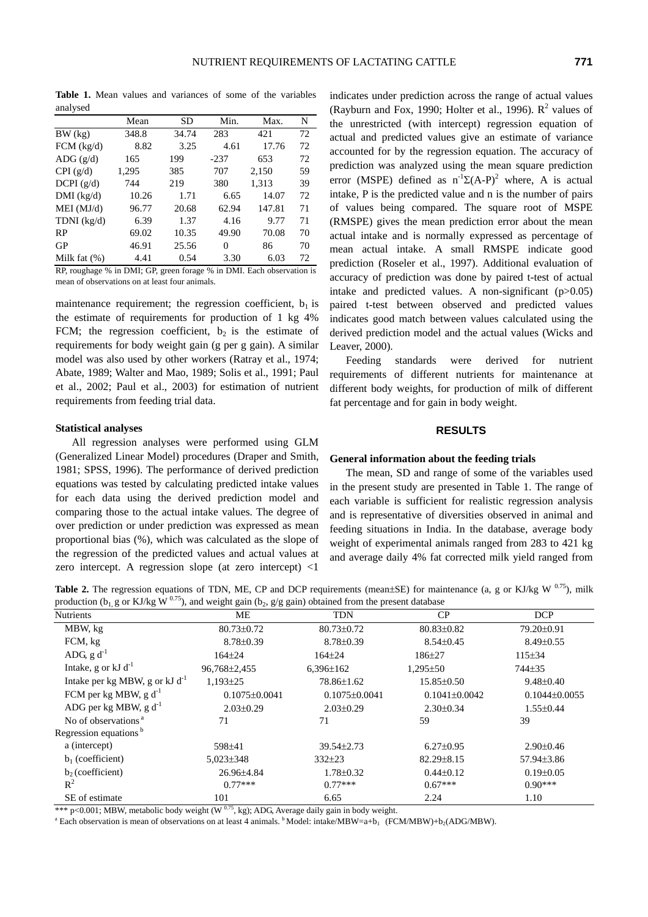**Table 1.** Mean values and variances of some of the variables analysed

| | Mean | SD | Min. | Max. | N |
|---|---|---|---|---|---|
| BW (kg) | 348.8 | 34.74 | 283 | 421 | 72 |
| FCM (kg/d) | 8.82 | 3.25 | 4.61 | 17.76 | 72 |
| ADG (g/d) | 165 | 199 | -237 | 653 | 72 |
| CPI (g/d) | 1,295 | 385 | 707 | 2,150 | 59 |
| DCPI (g/d) | 744 | 219 | 380 | 1,313 | 39 |
| DMI (kg/d) | 10.26 | 1.71 | 6.65 | 14.07 | 72 |
| MEI (MJ/d) | 96.77 | 20.68 | 62.94 | 147.81 | 71 |
| TDNI (kg/d) | 6.39 | 1.37 | 4.16 | 9.77 | 71 |
| RP | 69.02 | 10.35 | 49.90 | 70.08 | 70 |
| GP | 46.91 | 25.56 | 0 | 86 | 70 |
| Milk fat (%) | 4.41 | 0.54 | 3.30 | 6.03 | 72 |

RP, roughage % in DMI; GP, green forage % in DMI. Each observation is mean of observations on at least four animals.

maintenance requirement; the regression coefficient, $b_1$ is the estimate of requirements for production of 1 kg 4% FCM; the regression coefficient, $b_2$ is the estimate of requirements for body weight gain (g per g gain). A similar model was also used by other workers (Ratray et al., 1974; Abate, 1989; Walter and Mao, 1989; Solis et al., 1991; Paul et al., 2002; Paul et al., 2003) for estimation of nutrient requirements from feeding trial data.

**Statistical analyses**

All regression analyses were performed using GLM (Generalized Linear Model) procedures (Draper and Smith, 1981; SPSS, 1996). The performance of derived prediction equations was tested by calculating predicted intake values for each data using the derived prediction model and comparing those to the actual intake values. The degree of over prediction or under prediction was expressed as mean proportional bias (%), which was calculated as the slope of the regression of the predicted values and actual values at zero intercept. A regression slope (at zero intercept) <1 indicates under prediction across the range of actual values (Rayburn and Fox, 1990; Holter et al., 1996). $R^2$ values of the unrestricted (with intercept) regression equation of actual and predicted values give an estimate of variance accounted for by the regression equation. The accuracy of prediction was analyzed using the mean square prediction error (MSPE) defined as $n^{-1}\Sigma(A-P)^2$ where, A is actual intake, P is the predicted value and n is the number of pairs of values being compared. The square root of MSPE (RMSPE) gives the mean prediction error about the mean actual intake and is normally expressed as percentage of mean actual intake. A small RMSPE indicate good prediction (Roseler et al., 1997). Additional evaluation of accuracy of prediction was done by paired t-test of actual intake and predicted values. A non-significant ($p>0.05$) paired t-test between observed and predicted values indicates good match between values calculated using the derived prediction model and the actual values (Wicks and Leaver, 2000).

Feeding standards were derived for nutrient requirements of different nutrients for maintenance at different body weights, for production of milk of different fat percentage and for gain in body weight.

## RESULTS

**General information about the feeding trials**

The mean, SD and range of some of the variables used in the present study are presented in Table 1. The range of each variable is sufficient for realistic regression analysis and is representative of diversities observed in animal and feeding situations in India. In the database, average body weight of experimental animals ranged from 283 to 421 kg and average daily 4% fat corrected milk yield ranged from

**Table 2.** The regression equations of TDN, ME, CP and DCP requirements (mean±SE) for maintenance (a, g or KJ/kg $W^{0.75}$), milk production ($b_1$, g or KJ/kg $W^{0.75}$), and weight gain ($b_2$, g/g gain) obtained from the present database

| Nutrients | ME | TDN | CP | DCP |
|---|---|---|---|---|
| MBW, kg | 80.73±0.72 | 80.73±0.72 | 80.83±0.82 | 79.20±0.91 |
| FCM, kg | 8.78±0.39 | 8.78±0.39 | 8.54±0.45 | 8.49±0.55 |
| ADG, g $d^{-1}$ | 164±24 | 164±24 | 186±27 | 115±34 |
| Intake, g or kJ $d^{-1}$ | 96,768±2,455 | 6,396±162 | 1,295±50 | 744±35 |
| Intake per kg MBW, g or kJ $d^{-1}$ | 1,193±25 | 78.86±1.62 | 15.85±0.50 | 9.48±0.40 |
| FCM per kg MBW, g $d^{-1}$ | 0.1075±0.0041 | 0.1075±0.0041 | 0.1041±0.0042 | 0.1044±0.0055 |
| ADG per kg MBW, g $d^{-1}$ | 2.03±0.29 | 2.03±0.29 | 2.30±0.34 | 1.55±0.44 |
| No of observations [a] | 71 | 71 | 59 | 39 |
| Regression equations [b] | | | | |
| a (intercept) | 598±41 | 39.54±2.73 | 6.27±0.95 | 2.90±0.46 |
| $b_1$ (coefficient) | 5,023±348 | 332±23 | 82.29±8.15 | 57.94±3.86 |
| $b_2$ (coefficient) | 26.96±4.84 | 1.78±0.32 | 0.44±0.12 | 0.19±0.05 |
| $R^2$ | 0.77*** | 0.77*** | 0.67*** | 0.90*** |
| SE of estimate | 101 | 6.65 | 2.24 | 1.10 |

*** $p<0.001$; MBW, metabolic body weight ($W^{0.75}$, kg); ADG, Average daily gain in body weight.

[a] Each observation is mean of observations on at least 4 animals. [b] Model: intake/MBW=a+$b_1$ (FCM/MBW)+$b_2$(ADG/MBW).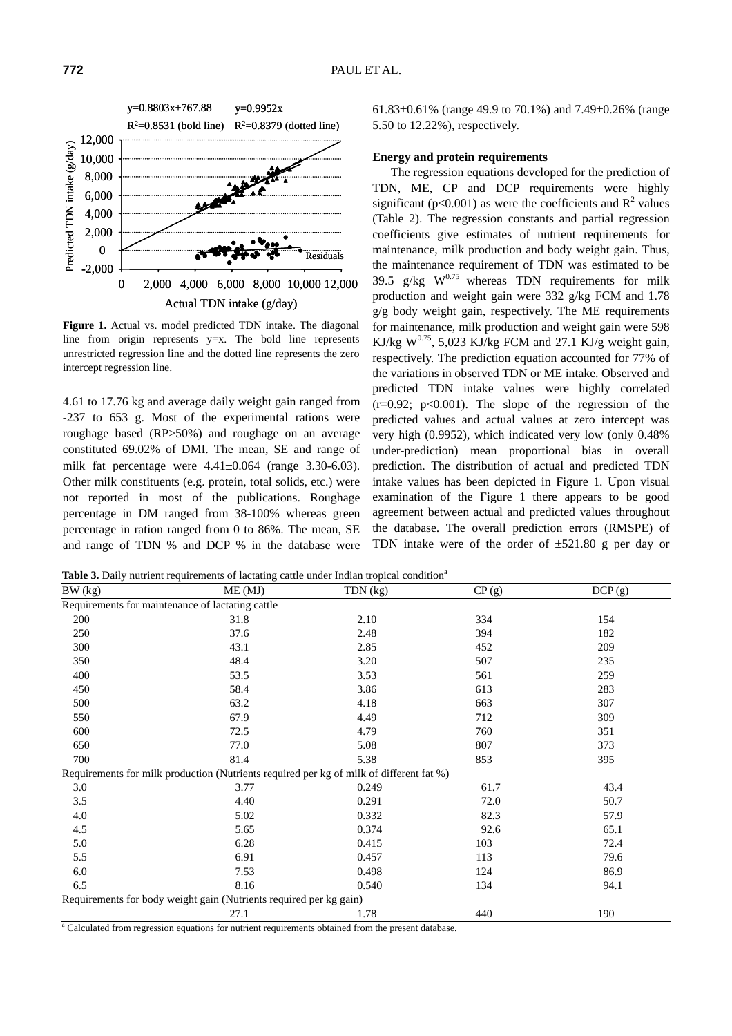Figure 1. Actual vs. model predicted TDN intake. The diagonal line from origin represents y=x. The bold line represents unrestricted regression line and the dotted line represents the zero intercept regression line.

4.61 to 17.76 kg and average daily weight gain ranged from -237 to 653 g. Most of the experimental rations were roughage based (RP>50%) and roughage on an average constituted 69.02% of DMI. The mean, SE and range of milk fat percentage were 4.41±0.064 (range 3.30-6.03). Other milk constituents (e.g. protein, total solids, etc.) were not reported in most of the publications. Roughage percentage in DM ranged from 38-100% whereas green percentage in ration ranged from 0 to 86%. The mean, SE and range of TDN % and DCP % in the database were 61.83±0.61% (range 49.9 to 70.1%) and 7.49±0.26% (range 5.50 to 12.22%), respectively.

### Energy and protein requirements

The regression equations developed for the prediction of TDN, ME, CP and DCP requirements were highly significant ($p<0.001$) as were the coefficients and $R^2$ values (Table 2). The regression constants and partial regression coefficients give estimates of nutrient requirements for maintenance, milk production and body weight gain. Thus, the maintenance requirement of TDN was estimated to be 39.5 g/kg $W^{0.75}$ whereas TDN requirements for milk production and weight gain were 332 g/kg FCM and 1.78 g/g body weight gain, respectively. The ME requirements for maintenance, milk production and weight gain were 598 KJ/kg $W^{0.75}$, 5,023 KJ/kg FCM and 27.1 KJ/g weight gain, respectively. The prediction equation accounted for 77% of the variations in observed TDN or ME intake. Observed and predicted TDN intake values were highly correlated ($r=0.92$; $p<0.001$). The slope of the regression of the predicted values and actual values at zero intercept was very high (0.9952), which indicated very low (only 0.48% under-prediction) mean proportional bias in overall prediction. The distribution of actual and predicted TDN intake values has been depicted in Figure 1. Upon visual examination of the Figure 1 there appears to be good agreement between actual and predicted values throughout the database. The overall prediction errors (RMSPE) of TDN intake were of the order of ±521.80 g per day or

**Table 3.** Daily nutrient requirements of lactating cattle under Indian tropical condition[a]

| BW (kg) | ME (MJ) | TDN (kg) | CP (g) | DCP (g) |
|---|---|---|---|---|
| Requirements for maintenance of lactating cattle | | | | |
| 200 | 31.8 | 2.10 | 334 | 154 |
| 250 | 37.6 | 2.48 | 394 | 182 |
| 300 | 43.1 | 2.85 | 452 | 209 |
| 350 | 48.4 | 3.20 | 507 | 235 |
| 400 | 53.5 | 3.53 | 561 | 259 |
| 450 | 58.4 | 3.86 | 613 | 283 |
| 500 | 63.2 | 4.18 | 663 | 307 |
| 550 | 67.9 | 4.49 | 712 | 309 |
| 600 | 72.5 | 4.79 | 760 | 351 |
| 650 | 77.0 | 5.08 | 807 | 373 |
| 700 | 81.4 | 5.38 | 853 | 395 |
| Requirements for milk production (Nutrients required per kg of milk of different fat %) | | | | |
| 3.0 | 3.77 | 0.249 | 61.7 | 43.4 |
| 3.5 | 4.40 | 0.291 | 72.0 | 50.7 |
| 4.0 | 5.02 | 0.332 | 82.3 | 57.9 |
| 4.5 | 5.65 | 0.374 | 92.6 | 65.1 |
| 5.0 | 6.28 | 0.415 | 103 | 72.4 |
| 5.5 | 6.91 | 0.457 | 113 | 79.6 |
| 6.0 | 7.53 | 0.498 | 124 | 86.9 |
| 6.5 | 8.16 | 0.540 | 134 | 94.1 |
| Requirements for body weight gain (Nutrients required per kg gain) | | | | |
| | 27.1 | 1.78 | 440 | 190 |

[a] Calculated from regression equations for nutrient requirements obtained from the present database.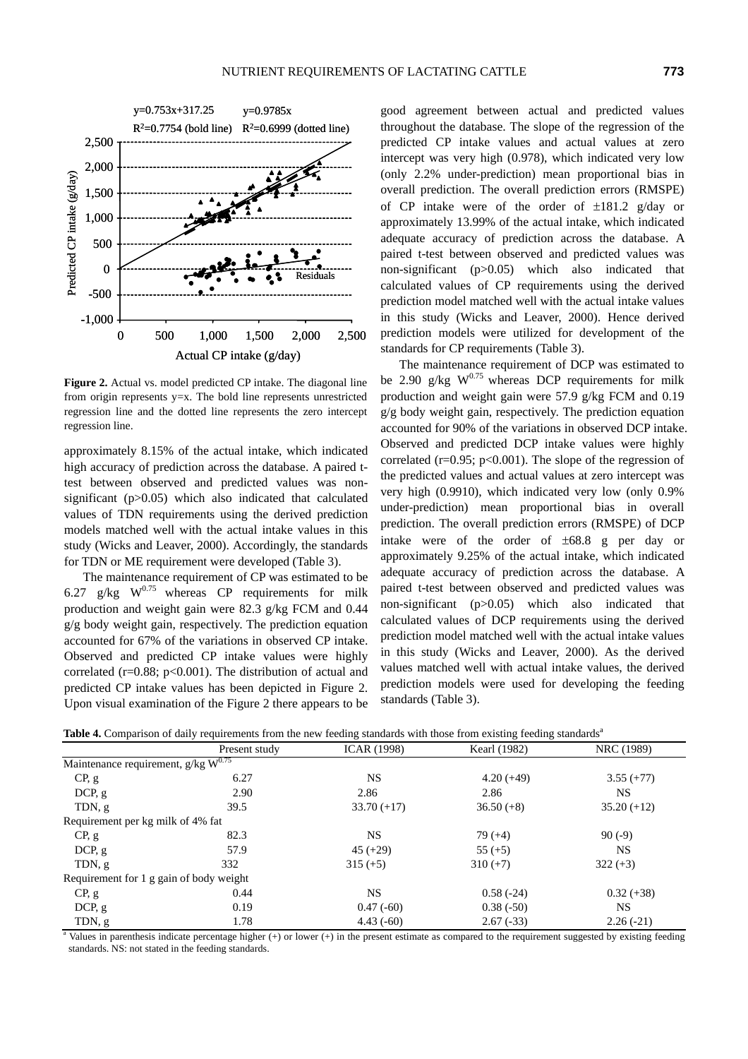**Figure 2.** Actual vs. model predicted CP intake. The diagonal line from origin represents y=x. The bold line represents unrestricted regression line and the dotted line represents the zero intercept regression line.

approximately 8.15% of the actual intake, which indicated high accuracy of prediction across the database. A paired t-test between observed and predicted values was non-significant (p>0.05) which also indicated that calculated values of TDN requirements using the derived prediction models matched well with the actual intake values in this study (Wicks and Leaver, 2000). Accordingly, the standards for TDN or ME requirement were developed (Table 3).

The maintenance requirement of CP was estimated to be 6.27 g/kg $W^{0.75}$ whereas CP requirements for milk production and weight gain were 82.3 g/kg FCM and 0.44 g/g body weight gain, respectively. The prediction equation accounted for 67% of the variations in observed CP intake. Observed and predicted CP intake values were highly correlated (r=0.88; p<0.001). The distribution of actual and predicted CP intake values has been depicted in Figure 2. Upon visual examination of the Figure 2 there appears to be good agreement between actual and predicted values throughout the database. The slope of the regression of the predicted CP intake values and actual values at zero intercept was very high (0.978), which indicated very low (only 2.2% under-prediction) mean proportional bias in overall prediction. The overall prediction errors (RMSPE) of CP intake were of the order of ±181.2 g/day or approximately 13.99% of the actual intake, which indicated adequate accuracy of prediction across the database. A paired t-test between observed and predicted values was non-significant (p>0.05) which also indicated that calculated values of CP requirements using the derived prediction model matched well with the actual intake values in this study (Wicks and Leaver, 2000). Hence derived prediction models were utilized for development of the standards for CP requirements (Table 3).

The maintenance requirement of DCP was estimated to be 2.90 g/kg $W^{0.75}$ whereas DCP requirements for milk production and weight gain were 57.9 g/kg FCM and 0.19 g/g body weight gain, respectively. The prediction equation accounted for 90% of the variations in observed DCP intake. Observed and predicted DCP intake values were highly correlated (r=0.95; p<0.001). The slope of the regression of the predicted values and actual values at zero intercept was very high (0.9910), which indicated very low (only 0.9% under-prediction) mean proportional bias in overall prediction. The overall prediction errors (RMSPE) of DCP intake were of the order of ±68.8 g per day or approximately 9.25% of the actual intake, which indicated adequate accuracy of prediction across the database. A paired t-test between observed and predicted values was non-significant (p>0.05) which also indicated that calculated values of DCP requirements using the derived prediction model matched well with the actual intake values in this study (Wicks and Leaver, 2000). As the derived values matched well with actual intake values, the derived prediction models were used for developing the feeding standards (Table 3).

**Table 4.** Comparison of daily requirements from the new feeding standards with those from existing feeding standards[a]

| | Present study | ICAR (1998) | Kearl (1982) | NRC (1989) |
|---|---|---|---|---|
| Maintenance requirement, g/kg $W^{0.75}$ | | | | |
| CP, g | 6.27 | NS | 4.20 (+49) | 3.55 (+77) |
| DCP, g | 2.90 | 2.86 | 2.86 | NS |
| TDN, g | 39.5 | 33.70 (+17) | 36.50 (+8) | 35.20 (+12) |
| Requirement per kg milk of 4% fat | | | | |
| CP, g | 82.3 | NS | 79 (+4) | 90 (-9) |
| DCP, g | 57.9 | 45 (+29) | 55 (+5) | NS |
| TDN, g | 332 | 315 (+5) | 310 (+7) | 322 (+3) |
| Requirement for 1 g gain of body weight | | | | |
| CP, g | 0.44 | NS | 0.58 (-24) | 0.32 (+38) |
| DCP, g | 0.19 | 0.47 (-60) | 0.38 (-50) | NS |
| TDN, g | 1.78 | 4.43 (-60) | 2.67 (-33) | 2.26 (-21) |

[a] Values in parenthesis indicate percentage higher (+) or lower (+) in the present estimate as compared to the requirement suggested by existing feeding standards. NS: not stated in the feeding standards.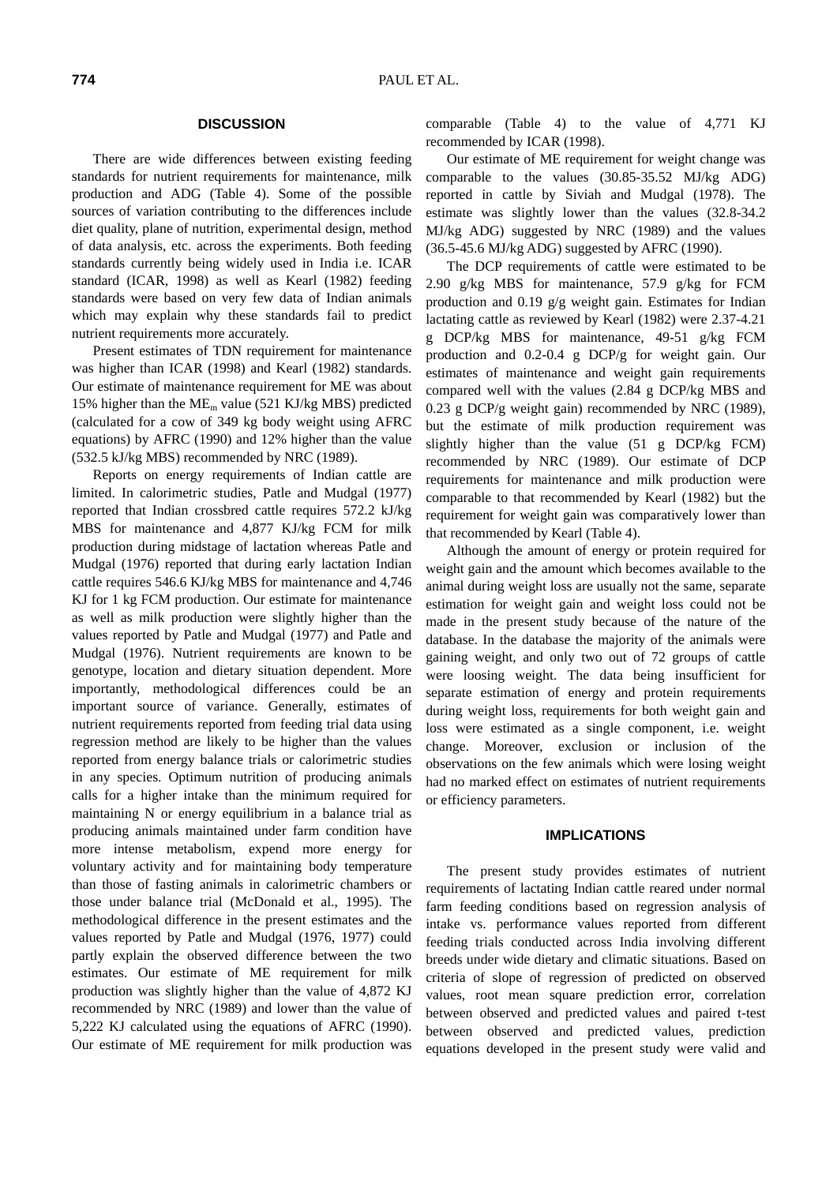## DISCUSSION

There are wide differences between existing feeding standards for nutrient requirements for maintenance, milk production and ADG (Table 4). Some of the possible sources of variation contributing to the differences include diet quality, plane of nutrition, experimental design, method of data analysis, etc. across the experiments. Both feeding standards currently being widely used in India i.e. ICAR standard (ICAR, 1998) as well as Kearl (1982) feeding standards were based on very few data of Indian animals which may explain why these standards fail to predict nutrient requirements more accurately.

Present estimates of TDN requirement for maintenance was higher than ICAR (1998) and Kearl (1982) standards. Our estimate of maintenance requirement for ME was about 15% higher than the $ME_m$ value (521 KJ/kg MBS) predicted (calculated for a cow of 349 kg body weight using AFRC equations) by AFRC (1990) and 12% higher than the value (532.5 kJ/kg MBS) recommended by NRC (1989).

Reports on energy requirements of Indian cattle are limited. In calorimetric studies, Patle and Mudgal (1977) reported that Indian crossbred cattle requires 572.2 kJ/kg MBS for maintenance and 4,877 KJ/kg FCM for milk production during midstage of lactation whereas Patle and Mudgal (1976) reported that during early lactation Indian cattle requires 546.6 KJ/kg MBS for maintenance and 4,746 KJ for 1 kg FCM production. Our estimate for maintenance as well as milk production were slightly higher than the values reported by Patle and Mudgal (1977) and Patle and Mudgal (1976). Nutrient requirements are known to be genotype, location and dietary situation dependent. More importantly, methodological differences could be an important source of variance. Generally, estimates of nutrient requirements reported from feeding trial data using regression method are likely to be higher than the values reported from energy balance trials or calorimetric studies in any species. Optimum nutrition of producing animals calls for a higher intake than the minimum required for maintaining N or energy equilibrium in a balance trial as producing animals maintained under farm condition have more intense metabolism, expend more energy for voluntary activity and for maintaining body temperature than those of fasting animals in calorimetric chambers or those under balance trial (McDonald et al., 1995). The methodological difference in the present estimates and the values reported by Patle and Mudgal (1976, 1977) could partly explain the observed difference between the two estimates. Our estimate of ME requirement for milk production was slightly higher than the value of 4,872 KJ recommended by NRC (1989) and lower than the value of 5,222 KJ calculated using the equations of AFRC (1990). Our estimate of ME requirement for milk production was comparable (Table 4) to the value of 4,771 KJ recommended by ICAR (1998).

Our estimate of ME requirement for weight change was comparable to the values (30.85-35.52 MJ/kg ADG) reported in cattle by Siviah and Mudgal (1978). The estimate was slightly lower than the values (32.8-34.2 MJ/kg ADG) suggested by NRC (1989) and the values (36.5-45.6 MJ/kg ADG) suggested by AFRC (1990).

The DCP requirements of cattle were estimated to be 2.90 g/kg MBS for maintenance, 57.9 g/kg for FCM production and 0.19 g/g weight gain. Estimates for Indian lactating cattle as reviewed by Kearl (1982) were 2.37-4.21 g DCP/kg MBS for maintenance, 49-51 g/kg FCM production and 0.2-0.4 g DCP/g for weight gain. Our estimates of maintenance and weight gain requirements compared well with the values (2.84 g DCP/kg MBS and 0.23 g DCP/g weight gain) recommended by NRC (1989), but the estimate of milk production requirement was slightly higher than the value (51 g DCP/kg FCM) recommended by NRC (1989). Our estimate of DCP requirements for maintenance and milk production were comparable to that recommended by Kearl (1982) but the requirement for weight gain was comparatively lower than that recommended by Kearl (Table 4).

Although the amount of energy or protein required for weight gain and the amount which becomes available to the animal during weight loss are usually not the same, separate estimation for weight gain and weight loss could not be made in the present study because of the nature of the database. In the database the majority of the animals were gaining weight, and only two out of 72 groups of cattle were loosing weight. The data being insufficient for separate estimation of energy and protein requirements during weight loss, requirements for both weight gain and loss were estimated as a single component, i.e. weight change. Moreover, exclusion or inclusion of the observations on the few animals which were losing weight had no marked effect on estimates of nutrient requirements or efficiency parameters.

## IMPLICATIONS

The present study provides estimates of nutrient requirements of lactating Indian cattle reared under normal farm feeding conditions based on regression analysis of intake vs. performance values reported from different feeding trials conducted across India involving different breeds under wide dietary and climatic situations. Based on criteria of slope of regression of predicted on observed values, root mean square prediction error, correlation between observed and predicted values and paired t-test between observed and predicted values, prediction equations developed in the present study were valid and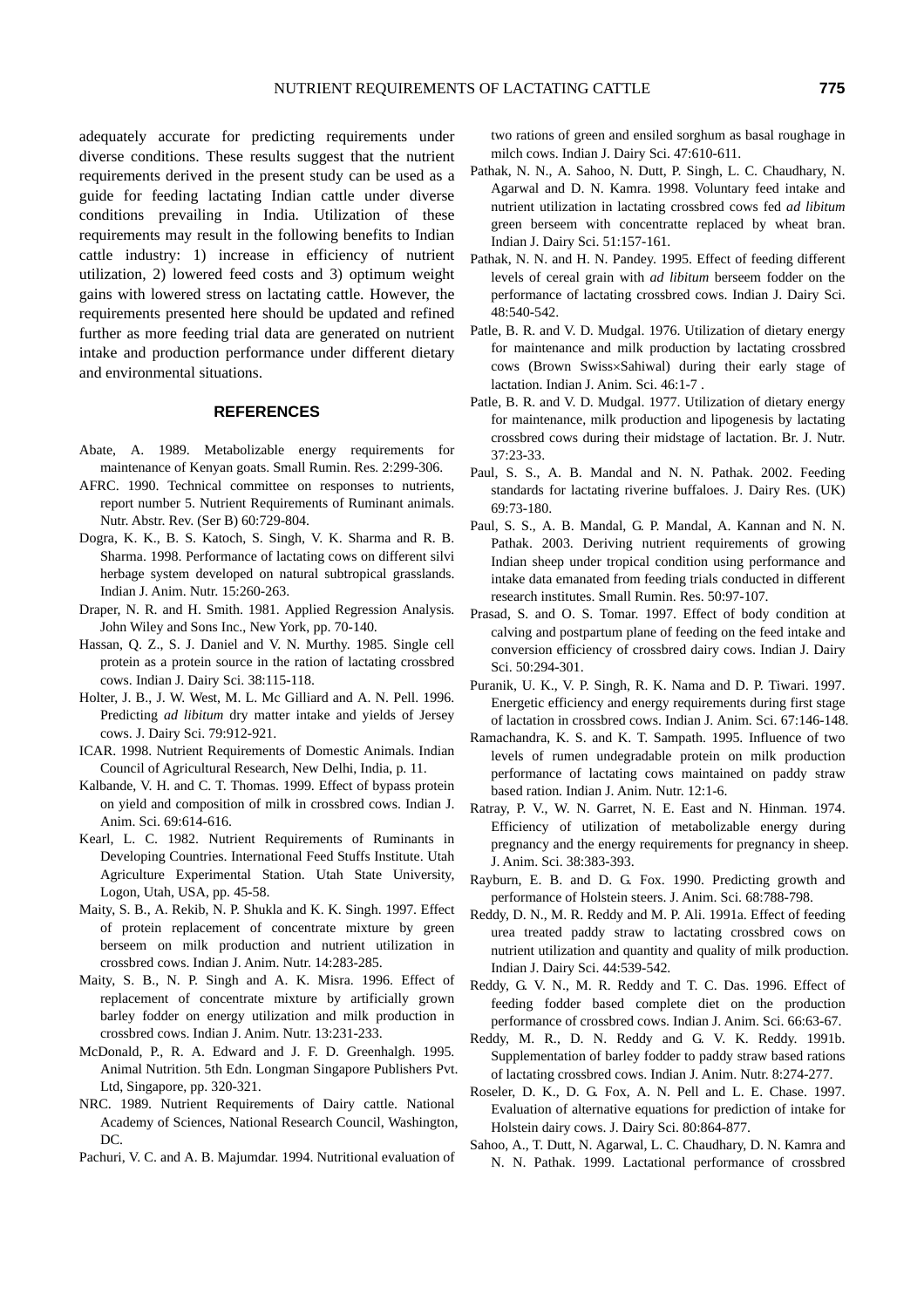adequately accurate for predicting requirements under diverse conditions. These results suggest that the nutrient requirements derived in the present study can be used as a guide for feeding lactating Indian cattle under diverse conditions prevailing in India. Utilization of these requirements may result in the following benefits to Indian cattle industry: 1) increase in efficiency of nutrient utilization, 2) lowered feed costs and 3) optimum weight gains with lowered stress on lactating cattle. However, the requirements presented here should be updated and refined further as more feeding trial data are generated on nutrient intake and production performance under different dietary and environmental situations.

## REFERENCES

Abate, A. 1989. Metabolizable energy requirements for maintenance of Kenyan goats. Small Rumin. Res. 2:299-306.

AFRC. 1990. Technical committee on responses to nutrients, report number 5. Nutrient Requirements of Ruminant animals. Nutr. Abstr. Rev. (Ser B) 60:729-804.

Dogra, K. K., B. S. Katoch, S. Singh, V. K. Sharma and R. B. Sharma. 1998. Performance of lactating cows on different silvi herbage system developed on natural subtropical grasslands. Indian J. Anim. Nutr. 15:260-263.

Draper, N. R. and H. Smith. 1981. Applied Regression Analysis. John Wiley and Sons Inc., New York, pp. 70-140.

Hassan, Q. Z., S. J. Daniel and V. N. Murthy. 1985. Single cell protein as a protein source in the ration of lactating crossbred cows. Indian J. Dairy Sci. 38:115-118.

Holter, J. B., J. W. West, M. L. Mc Gilliard and A. N. Pell. 1996. Predicting *ad libitum* dry matter intake and yields of Jersey cows. J. Dairy Sci. 79:912-921.

ICAR. 1998. Nutrient Requirements of Domestic Animals. Indian Council of Agricultural Research, New Delhi, India, p. 11.

Kalbande, V. H. and C. T. Thomas. 1999. Effect of bypass protein on yield and composition of milk in crossbred cows. Indian J. Anim. Sci. 69:614-616.

Kearl, L. C. 1982. Nutrient Requirements of Ruminants in Developing Countries. International Feed Stuffs Institute. Utah Agriculture Experimental Station. Utah State University, Logon, Utah, USA, pp. 45-58.

Maity, S. B., A. Rekib, N. P. Shukla and K. K. Singh. 1997. Effect of protein replacement of concentrate mixture by green berseem on milk production and nutrient utilization in crossbred cows. Indian J. Anim. Nutr. 14:283-285.

Maity, S. B., N. P. Singh and A. K. Misra. 1996. Effect of replacement of concentrate mixture by artificially grown barley fodder on energy utilization and milk production in crossbred cows. Indian J. Anim. Nutr. 13:231-233.

McDonald, P., R. A. Edward and J. F. D. Greenhalgh. 1995. Animal Nutrition. 5th Edn. Longman Singapore Publishers Pvt. Ltd, Singapore, pp. 320-321.

NRC. 1989. Nutrient Requirements of Dairy cattle. National Academy of Sciences, National Research Council, Washington, DC.

Pachuri, V. C. and A. B. Majumdar. 1994. Nutritional evaluation of two rations of green and ensiled sorghum as basal roughage in milch cows. Indian J. Dairy Sci. 47:610-611.

Pathak, N. N., A. Sahoo, N. Dutt, P. Singh, L. C. Chaudhary, N. Agarwal and D. N. Kamra. 1998. Voluntary feed intake and nutrient utilization in lactating crossbred cows fed *ad libitum* green berseem with concentratte replaced by wheat bran. Indian J. Dairy Sci. 51:157-161.

Pathak, N. N. and H. N. Pandey. 1995. Effect of feeding different levels of cereal grain with *ad libitum* berseem fodder on the performance of lactating crossbred cows. Indian J. Dairy Sci. 48:540-542.

Patle, B. R. and V. D. Mudgal. 1976. Utilization of dietary energy for maintenance and milk production by lactating crossbred cows (Brown Swiss×Sahiwal) during their early stage of lactation. Indian J. Anim. Sci. 46:1-7 .

Patle, B. R. and V. D. Mudgal. 1977. Utilization of dietary energy for maintenance, milk production and lipogenesis by lactating crossbred cows during their midstage of lactation. Br. J. Nutr. 37:23-33.

Paul, S. S., A. B. Mandal and N. N. Pathak. 2002. Feeding standards for lactating riverine buffaloes. J. Dairy Res. (UK) 69:73-180.

Paul, S. S., A. B. Mandal, G. P. Mandal, A. Kannan and N. N. Pathak. 2003. Deriving nutrient requirements of growing Indian sheep under tropical condition using performance and intake data emanated from feeding trials conducted in different research institutes. Small Rumin. Res. 50:97-107.

Prasad, S. and O. S. Tomar. 1997. Effect of body condition at calving and postpartum plane of feeding on the feed intake and conversion efficiency of crossbred dairy cows. Indian J. Dairy Sci. 50:294-301.

Puranik, U. K., V. P. Singh, R. K. Nama and D. P. Tiwari. 1997. Energetic efficiency and energy requirements during first stage of lactation in crossbred cows. Indian J. Anim. Sci. 67:146-148.

Ramachandra, K. S. and K. T. Sampath. 1995. Influence of two levels of rumen undegradable protein on milk production performance of lactating cows maintained on paddy straw based ration. Indian J. Anim. Nutr. 12:1-6.

Ratray, P. V., W. N. Garret, N. E. East and N. Hinman. 1974. Efficiency of utilization of metabolizable energy during pregnancy and the energy requirements for pregnancy in sheep. J. Anim. Sci. 38:383-393.

Rayburn, E. B. and D. G. Fox. 1990. Predicting growth and performance of Holstein steers. J. Anim. Sci. 68:788-798.

Reddy, D. N., M. R. Reddy and M. P. Ali. 1991a. Effect of feeding urea treated paddy straw to lactating crossbred cows on nutrient utilization and quantity and quality of milk production. Indian J. Dairy Sci. 44:539-542.

Reddy, G. V. N., M. R. Reddy and T. C. Das. 1996. Effect of feeding fodder based complete diet on the production performance of crossbred cows. Indian J. Anim. Sci. 66:63-67.

Reddy, M. R., D. N. Reddy and G. V. K. Reddy. 1991b. Supplementation of barley fodder to paddy straw based rations of lactating crossbred cows. Indian J. Anim. Nutr. 8:274-277.

Roseler, D. K., D. G. Fox, A. N. Pell and L. E. Chase. 1997. Evaluation of alternative equations for prediction of intake for Holstein dairy cows. J. Dairy Sci. 80:864-877.

Sahoo, A., T. Dutt, N. Agarwal, L. C. Chaudhary, D. N. Kamra and N. N. Pathak. 1999. Lactational performance of crossbred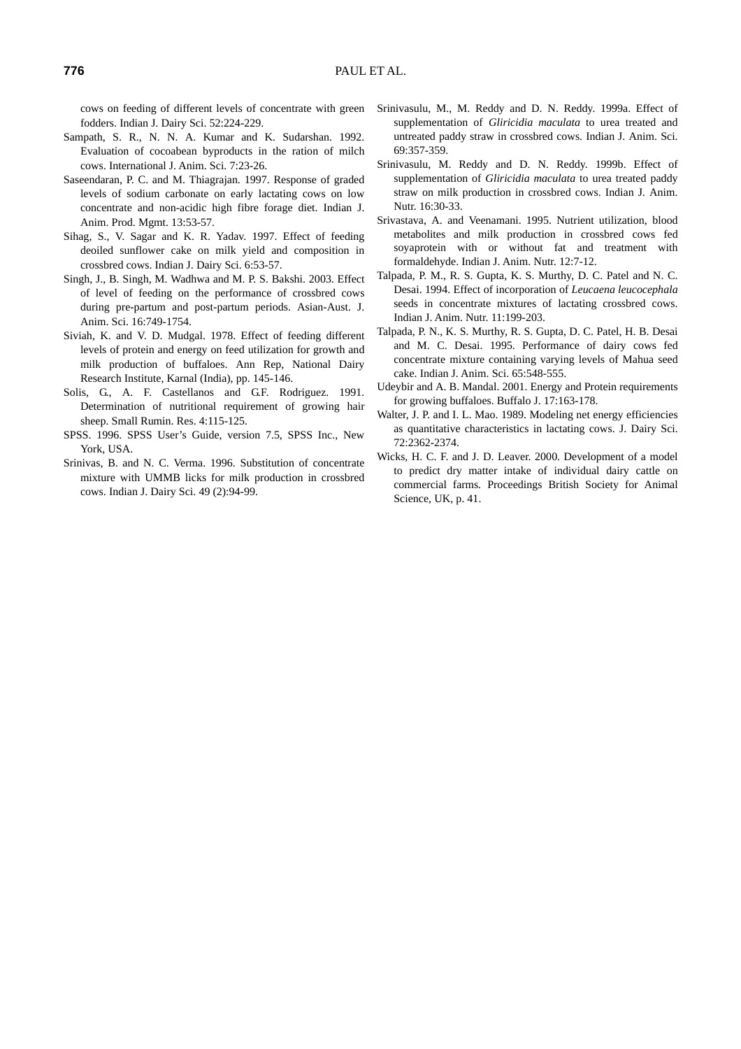cows on feeding of different levels of concentrate with green fodders. Indian J. Dairy Sci. 52:224-229.

Sampath, S. R., N. N. A. Kumar and K. Sudarshan. 1992. Evaluation of cocoabean byproducts in the ration of milch cows. International J. Anim. Sci. 7:23-26.

Saseendaran, P. C. and M. Thiagrajan. 1997. Response of graded levels of sodium carbonate on early lactating cows on low concentrate and non-acidic high fibre forage diet. Indian J. Anim. Prod. Mgmt. 13:53-57.

Sihag, S., V. Sagar and K. R. Yadav. 1997. Effect of feeding deoiled sunflower cake on milk yield and composition in crossbred cows. Indian J. Dairy Sci. 6:53-57.

Singh, J., B. Singh, M. Wadhwa and M. P. S. Bakshi. 2003. Effect of level of feeding on the performance of crossbred cows during pre-partum and post-partum periods. Asian-Aust. J. Anim. Sci. 16:749-1754.

Siviah, K. and V. D. Mudgal. 1978. Effect of feeding different levels of protein and energy on feed utilization for growth and milk production of buffaloes. Ann Rep, National Dairy Research Institute, Karnal (India), pp. 145-146.

Solis, G., A. F. Castellanos and G.F. Rodriguez. 1991. Determination of nutritional requirement of growing hair sheep. Small Rumin. Res. 4:115-125.

SPSS. 1996. SPSS User's Guide, version 7.5, SPSS Inc., New York, USA.

Srinivas, B. and N. C. Verma. 1996. Substitution of concentrate mixture with UMMB licks for milk production in crossbred cows. Indian J. Dairy Sci. 49 (2):94-99.

Srinivasulu, M., M. Reddy and D. N. Reddy. 1999a. Effect of supplementation of *Gliricidia maculata* to urea treated and untreated paddy straw in crossbred cows. Indian J. Anim. Sci. 69:357-359.

Srinivasulu, M. Reddy and D. N. Reddy. 1999b. Effect of supplementation of *Gliricidia maculata* to urea treated paddy straw on milk production in crossbred cows. Indian J. Anim. Nutr. 16:30-33.

Srivastava, A. and Veenamani. 1995. Nutrient utilization, blood metabolites and milk production in crossbred cows fed soyaprotein with or without fat and treatment with formaldehyde. Indian J. Anim. Nutr. 12:7-12.

Talpada, P. M., R. S. Gupta, K. S. Murthy, D. C. Patel and N. C. Desai. 1994. Effect of incorporation of *Leucaena leucocephala* seeds in concentrate mixtures of lactating crossbred cows. Indian J. Anim. Nutr. 11:199-203.

Talpada, P. N., K. S. Murthy, R. S. Gupta, D. C. Patel, H. B. Desai and M. C. Desai. 1995. Performance of dairy cows fed concentrate mixture containing varying levels of Mahua seed cake. Indian J. Anim. Sci. 65:548-555.

Udeybir and A. B. Mandal. 2001. Energy and Protein requirements for growing buffaloes. Buffalo J. 17:163-178.

Walter, J. P. and I. L. Mao. 1989. Modeling net energy efficiencies as quantitative characteristics in lactating cows. J. Dairy Sci. 72:2362-2374.

Wicks, H. C. F. and J. D. Leaver. 2000. Development of a model to predict dry matter intake of individual dairy cattle on commercial farms. Proceedings British Society for Animal Science, UK, p. 41.